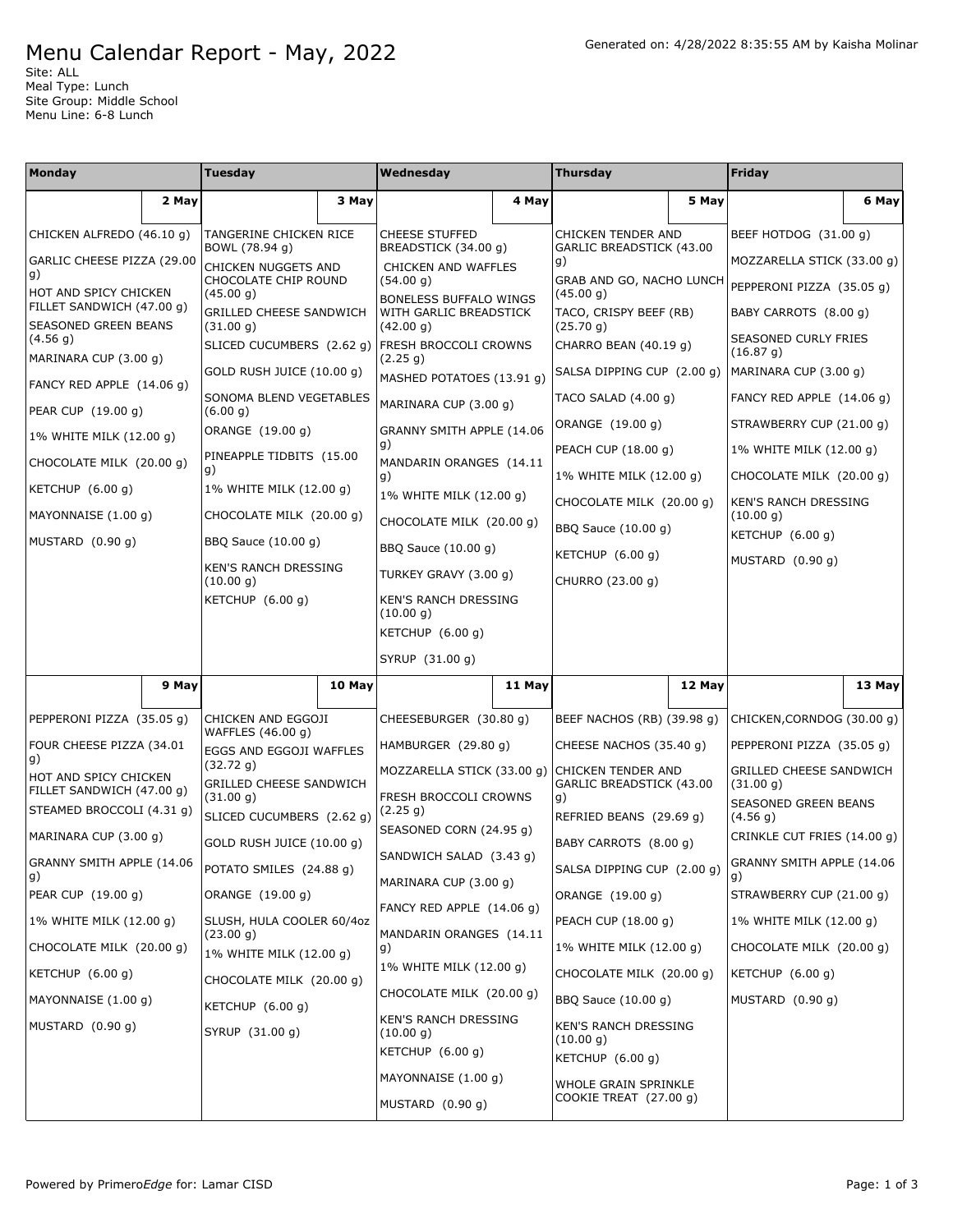# Menu Calendar Report - May, 2022

Generated on: 4/28/2022 8:35:55 AM by Kaisha Molinar

Site: ALL
Meal Type: Lunch
Site Group: Middle School
Menu Line: 6-8 Lunch

| Monday | Tuesday | Wednesday | Thursday | Friday |
|---|---|---|---|---|
| **2 May** | **3 May** | **4 May** | **5 May** | **6 May** |
| CHICKEN ALFREDO (46.10 g)<br>GARLIC CHEESE PIZZA (29.00 g)<br>HOT AND SPICY CHICKEN FILLET SANDWICH (47.00 g)<br>SEASONED GREEN BEANS (4.56 g)<br>MARINARA CUP (3.00 g)<br>FANCY RED APPLE (14.06 g)<br>PEAR CUP (19.00 g)<br>1% WHITE MILK (12.00 g)<br>CHOCOLATE MILK (20.00 g)<br>KETCHUP (6.00 g)<br>MAYONNAISE (1.00 g)<br>MUSTARD (0.90 g) | TANGERINE CHICKEN RICE BOWL (78.94 g)<br>CHICKEN NUGGETS AND CHOCOLATE CHIP ROUND (45.00 g)<br>GRILLED CHEESE SANDWICH (31.00 g)<br>SLICED CUCUMBERS (2.62 g)<br>GOLD RUSH JUICE (10.00 g)<br>SONOMA BLEND VEGETABLES (6.00 g)<br>ORANGE (19.00 g)<br>PINEAPPLE TIDBITS (15.00 g)<br>1% WHITE MILK (12.00 g)<br>CHOCOLATE MILK (20.00 g)<br>BBQ Sauce (10.00 g)<br>KEN'S RANCH DRESSING (10.00 g)<br>KETCHUP (6.00 g) | CHEESE STUFFED BREADSTICK (34.00 g)<br>CHICKEN AND WAFFLES (54.00 g)<br>BONELESS BUFFALO WINGS WITH GARLIC BREADSTICK (42.00 g)<br>FRESH BROCCOLI CROWNS (2.25 g)<br>MASHED POTATOES (13.91 g)<br>MARINARA CUP (3.00 g)<br>GRANNY SMITH APPLE (14.06 g)<br>MANDARIN ORANGES (14.11 g)<br>1% WHITE MILK (12.00 g)<br>CHOCOLATE MILK (20.00 g)<br>BBQ Sauce (10.00 g)<br>TURKEY GRAVY (3.00 g)<br>KEN'S RANCH DRESSING (10.00 g)<br>KETCHUP (6.00 g)<br>SYRUP (31.00 g) | CHICKEN TENDER AND GARLIC BREADSTICK (43.00 g)<br>GRAB AND GO, NACHO LUNCH (45.00 g)<br>TACO, CRISPY BEEF (RB) (25.70 g)<br>CHARRO BEAN (40.19 g)<br>SALSA DIPPING CUP (2.00 g)<br>TACO SALAD (4.00 g)<br>ORANGE (19.00 g)<br>PEACH CUP (18.00 g)<br>1% WHITE MILK (12.00 g)<br>CHOCOLATE MILK (20.00 g)<br>BBQ Sauce (10.00 g)<br>KETCHUP (6.00 g)<br>CHURRO (23.00 g) | BEEF HOTDOG (31.00 g)<br>MOZZARELLA STICK (33.00 g)<br>PEPPERONI PIZZA (35.05 g)<br>BABY CARROTS (8.00 g)<br>SEASONED CURLY FRIES (16.87 g)<br>MARINARA CUP (3.00 g)<br>FANCY RED APPLE (14.06 g)<br>STRAWBERRY CUP (21.00 g)<br>1% WHITE MILK (12.00 g)<br>CHOCOLATE MILK (20.00 g)<br>KEN'S RANCH DRESSING (10.00 g)<br>KETCHUP (6.00 g)<br>MUSTARD (0.90 g) |
| **9 May** | **10 May** | **11 May** | **12 May** | **13 May** |
| PEPPERONI PIZZA (35.05 g)<br>FOUR CHEESE PIZZA (34.01 g)<br>HOT AND SPICY CHICKEN FILLET SANDWICH (47.00 g)<br>STEAMED BROCCOLI (4.31 g)<br>MARINARA CUP (3.00 g)<br>GRANNY SMITH APPLE (14.06 g)<br>PEAR CUP (19.00 g)<br>1% WHITE MILK (12.00 g)<br>CHOCOLATE MILK (20.00 g)<br>KETCHUP (6.00 g)<br>MAYONNAISE (1.00 g)<br>MUSTARD (0.90 g) | CHICKEN AND EGGOJI WAFFLES (46.00 g)<br>EGGS AND EGGOJI WAFFLES (32.72 g)<br>GRILLED CHEESE SANDWICH (31.00 g)<br>SLICED CUCUMBERS (2.62 g)<br>GOLD RUSH JUICE (10.00 g)<br>POTATO SMILES (24.88 g)<br>ORANGE (19.00 g)<br>SLUSH, HULA COOLER 60/4oz (23.00 g)<br>1% WHITE MILK (12.00 g)<br>CHOCOLATE MILK (20.00 g)<br>KETCHUP (6.00 g)<br>SYRUP (31.00 g) | CHEESEBURGER (30.80 g)<br>HAMBURGER (29.80 g)<br>MOZZARELLA STICK (33.00 g)<br>FRESH BROCCOLI CROWNS (2.25 g)<br>SEASONED CORN (24.95 g)<br>SANDWICH SALAD (3.43 g)<br>MARINARA CUP (3.00 g)<br>FANCY RED APPLE (14.06 g)<br>MANDARIN ORANGES (14.11 g)<br>1% WHITE MILK (12.00 g)<br>CHOCOLATE MILK (20.00 g)<br>KEN'S RANCH DRESSING (10.00 g)<br>KETCHUP (6.00 g)<br>MAYONNAISE (1.00 g)<br>MUSTARD (0.90 g) | BEEF NACHOS (RB) (39.98 g)<br>CHEESE NACHOS (35.40 g)<br>CHICKEN TENDER AND GARLIC BREADSTICK (43.00 g)<br>REFRIED BEANS (29.69 g)<br>BABY CARROTS (8.00 g)<br>SALSA DIPPING CUP (2.00 g)<br>ORANGE (19.00 g)<br>PEACH CUP (18.00 g)<br>1% WHITE MILK (12.00 g)<br>CHOCOLATE MILK (20.00 g)<br>BBQ Sauce (10.00 g)<br>KEN'S RANCH DRESSING (10.00 g)<br>KETCHUP (6.00 g)<br>WHOLE GRAIN SPRINKLE COOKIE TREAT (27.00 g) | CHICKEN,CORNDOG (30.00 g)<br>PEPPERONI PIZZA (35.05 g)<br>GRILLED CHEESE SANDWICH (31.00 g)<br>SEASONED GREEN BEANS (4.56 g)<br>CRINKLE CUT FRIES (14.00 g)<br>GRANNY SMITH APPLE (14.06 g)<br>STRAWBERRY CUP (21.00 g)<br>1% WHITE MILK (12.00 g)<br>CHOCOLATE MILK (20.00 g)<br>KETCHUP (6.00 g)<br>MUSTARD (0.90 g) |

Powered by PrimeroEdge for: Lamar CISD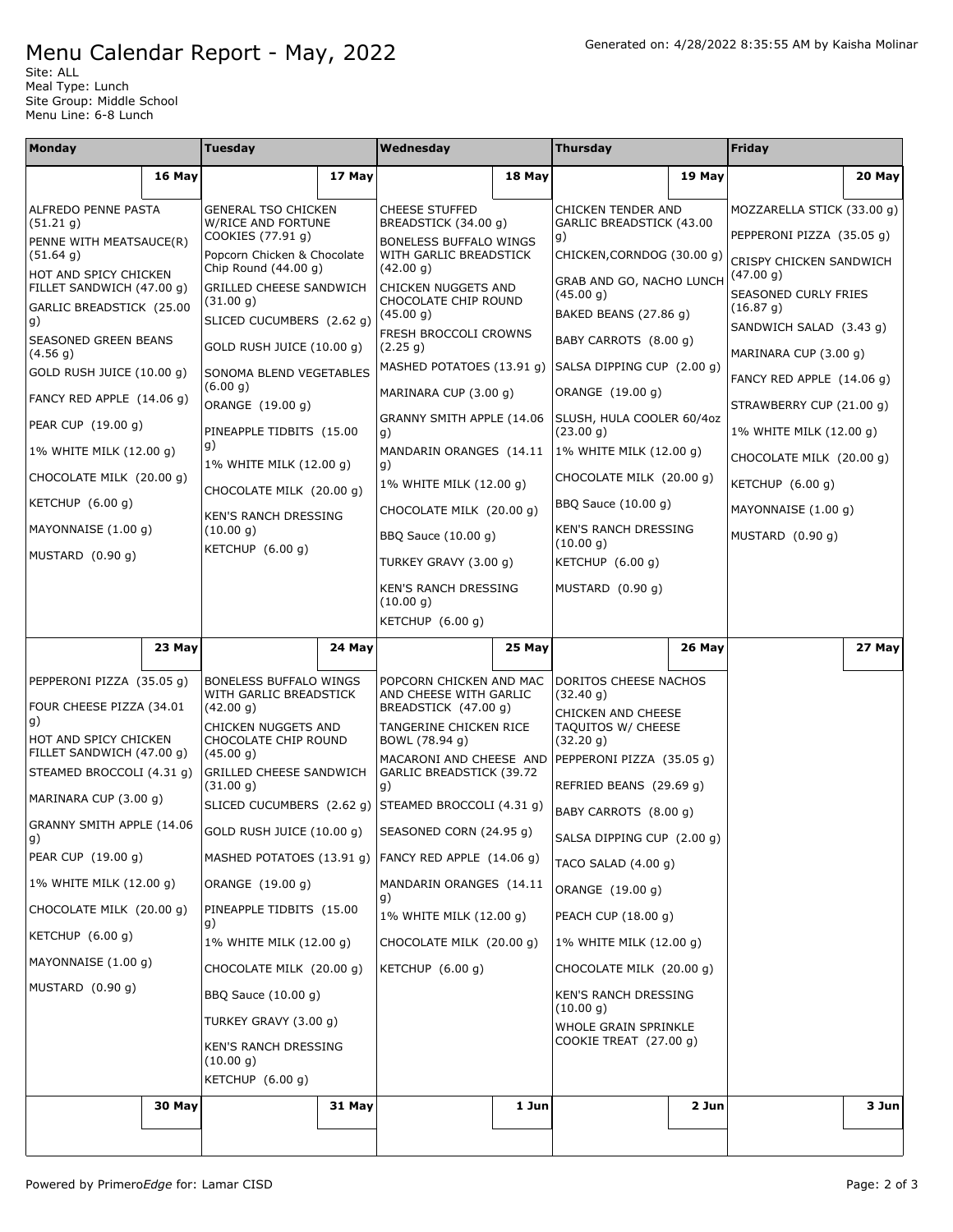# Menu Calendar Report - May, 2022

Generated on: 4/28/2022 8:35:55 AM by Kaisha Molinar

Site: ALL
Meal Type: Lunch
Site Group: Middle School
Menu Line: 6-8 Lunch

| Monday | Tuesday | Wednesday | Thursday | Friday |
|---|---|---|---|---|
| **16 May** | **17 May** | **18 May** | **19 May** | **20 May** |
| ALFREDO PENNE PASTA (51.21 g)<br>PENNE WITH MEATSAUCE(R) (51.64 g)<br>HOT AND SPICY CHICKEN FILLET SANDWICH (47.00 g)<br>GARLIC BREADSTICK (25.00 g)<br>SEASONED GREEN BEANS (4.56 g)<br>GOLD RUSH JUICE (10.00 g)<br>FANCY RED APPLE (14.06 g)<br>PEAR CUP (19.00 g)<br>1% WHITE MILK (12.00 g)<br>CHOCOLATE MILK (20.00 g)<br>KETCHUP (6.00 g)<br>MAYONNAISE (1.00 g)<br>MUSTARD (0.90 g) | GENERAL TSO CHICKEN W/RICE AND FORTUNE COOKIES (77.91 g)<br>Popcorn Chicken & Chocolate Chip Round (44.00 g)<br>GRILLED CHEESE SANDWICH (31.00 g)<br>SLICED CUCUMBERS (2.62 g)<br>GOLD RUSH JUICE (10.00 g)<br>SONOMA BLEND VEGETABLES (6.00 g)<br>ORANGE (19.00 g)<br>PINEAPPLE TIDBITS (15.00 g)<br>1% WHITE MILK (12.00 g)<br>CHOCOLATE MILK (20.00 g)<br>KEN'S RANCH DRESSING (10.00 g)<br>KETCHUP (6.00 g) | CHEESE STUFFED BREADSTICK (34.00 g)<br>BONELESS BUFFALO WINGS WITH GARLIC BREADSTICK (42.00 g)<br>CHICKEN NUGGETS AND CHOCOLATE CHIP ROUND (45.00 g)<br>FRESH BROCCOLI CROWNS (2.25 g)<br>MASHED POTATOES (13.91 g)<br>MARINARA CUP (3.00 g)<br>GRANNY SMITH APPLE (14.06 g)<br>MANDARIN ORANGES (14.11 g)<br>1% WHITE MILK (12.00 g)<br>CHOCOLATE MILK (20.00 g)<br>BBQ Sauce (10.00 g)<br>TURKEY GRAVY (3.00 g)<br>KEN'S RANCH DRESSING (10.00 g)<br>KETCHUP (6.00 g) | CHICKEN TENDER AND GARLIC BREADSTICK (43.00 g)<br>CHICKEN,CORNDOG (30.00 g)<br>GRAB AND GO, NACHO LUNCH (45.00 g)<br>BAKED BEANS (27.86 g)<br>BABY CARROTS (8.00 g)<br>SALSA DIPPING CUP (2.00 g)<br>ORANGE (19.00 g)<br>SLUSH, HULA COOLER 60/4oz (23.00 g)<br>1% WHITE MILK (12.00 g)<br>CHOCOLATE MILK (20.00 g)<br>BBQ Sauce (10.00 g)<br>KEN'S RANCH DRESSING (10.00 g)<br>KETCHUP (6.00 g)<br>MUSTARD (0.90 g) | MOZZARELLA STICK (33.00 g)<br>PEPPERONI PIZZA (35.05 g)<br>CRISPY CHICKEN SANDWICH (47.00 g)<br>SEASONED CURLY FRIES (16.87 g)<br>SANDWICH SALAD (3.43 g)<br>MARINARA CUP (3.00 g)<br>FANCY RED APPLE (14.06 g)<br>STRAWBERRY CUP (21.00 g)<br>1% WHITE MILK (12.00 g)<br>CHOCOLATE MILK (20.00 g)<br>KETCHUP (6.00 g)<br>MAYONNAISE (1.00 g)<br>MUSTARD (0.90 g) |
| **23 May** | **24 May** | **25 May** | **26 May** | **27 May** |
| PEPPERONI PIZZA (35.05 g)<br>FOUR CHEESE PIZZA (34.01 g)<br>HOT AND SPICY CHICKEN FILLET SANDWICH (47.00 g)<br>STEAMED BROCCOLI (4.31 g)<br>MARINARA CUP (3.00 g)<br>GRANNY SMITH APPLE (14.06 g)<br>PEAR CUP (19.00 g)<br>1% WHITE MILK (12.00 g)<br>CHOCOLATE MILK (20.00 g)<br>KETCHUP (6.00 g)<br>MAYONNAISE (1.00 g)<br>MUSTARD (0.90 g) | BONELESS BUFFALO WINGS WITH GARLIC BREADSTICK (42.00 g)<br>CHICKEN NUGGETS AND CHOCOLATE CHIP ROUND (45.00 g)<br>GRILLED CHEESE SANDWICH (31.00 g)<br>SLICED CUCUMBERS (2.62 g)<br>GOLD RUSH JUICE (10.00 g)<br>MASHED POTATOES (13.91 g)<br>ORANGE (19.00 g)<br>PINEAPPLE TIDBITS (15.00 g)<br>1% WHITE MILK (12.00 g)<br>CHOCOLATE MILK (20.00 g)<br>BBQ Sauce (10.00 g)<br>TURKEY GRAVY (3.00 g)<br>KEN'S RANCH DRESSING (10.00 g)<br>KETCHUP (6.00 g) | POPCORN CHICKEN AND MAC AND CHEESE WITH GARLIC BREADSTICK (47.00 g)<br>TANGERINE CHICKEN RICE BOWL (78.94 g)<br>MACARONI AND CHEESE AND GARLIC BREADSTICK (39.72 g)<br>STEAMED BROCCOLI (4.31 g)<br>SEASONED CORN (24.95 g)<br>FANCY RED APPLE (14.06 g)<br>MANDARIN ORANGES (14.11 g)<br>1% WHITE MILK (12.00 g)<br>CHOCOLATE MILK (20.00 g)<br>KETCHUP (6.00 g) | DORITOS CHEESE NACHOS (32.40 g)<br>CHICKEN AND CHEESE TAQUITOS W/ CHEESE (32.20 g)<br>PEPPERONI PIZZA (35.05 g)<br>REFRIED BEANS (29.69 g)<br>BABY CARROTS (8.00 g)<br>SALSA DIPPING CUP (2.00 g)<br>TACO SALAD (4.00 g)<br>ORANGE (19.00 g)<br>PEACH CUP (18.00 g)<br>1% WHITE MILK (12.00 g)<br>CHOCOLATE MILK (20.00 g)<br>KEN'S RANCH DRESSING (10.00 g)<br>WHOLE GRAIN SPRINKLE COOKIE TREAT (27.00 g) | |
| **30 May** | **31 May** | **1 Jun** | **2 Jun** | **3 Jun** |
| | | | | |

Powered by Primero*Edge* for: Lamar CISD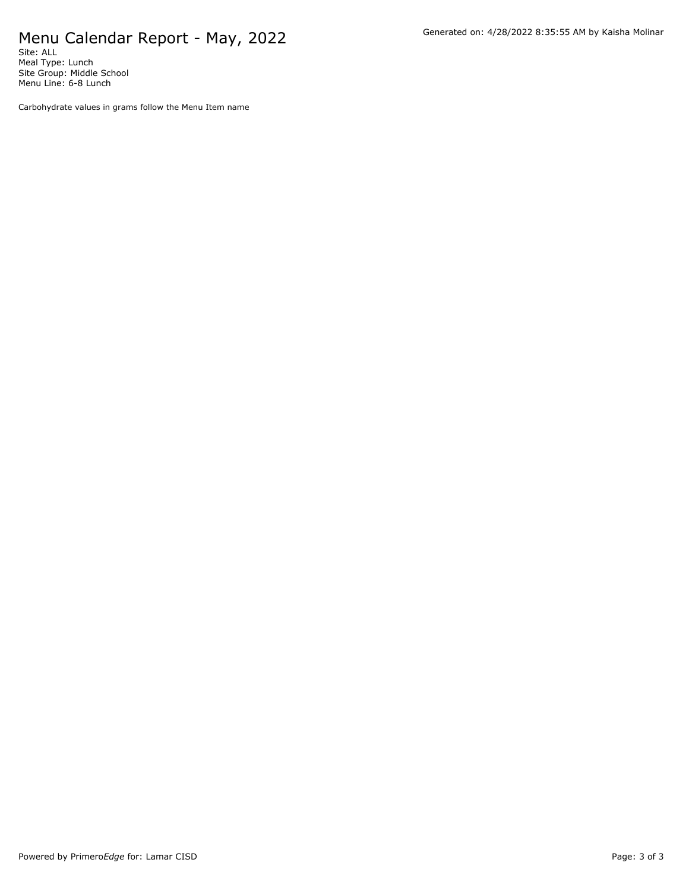# Menu Calendar Report - May, 2022

Generated on: 4/28/2022 8:35:55 AM by Kaisha Molinar

Site: ALL
Meal Type: Lunch
Site Group: Middle School
Menu Line: 6-8 Lunch

Carbohydrate values in grams follow the Menu Item name